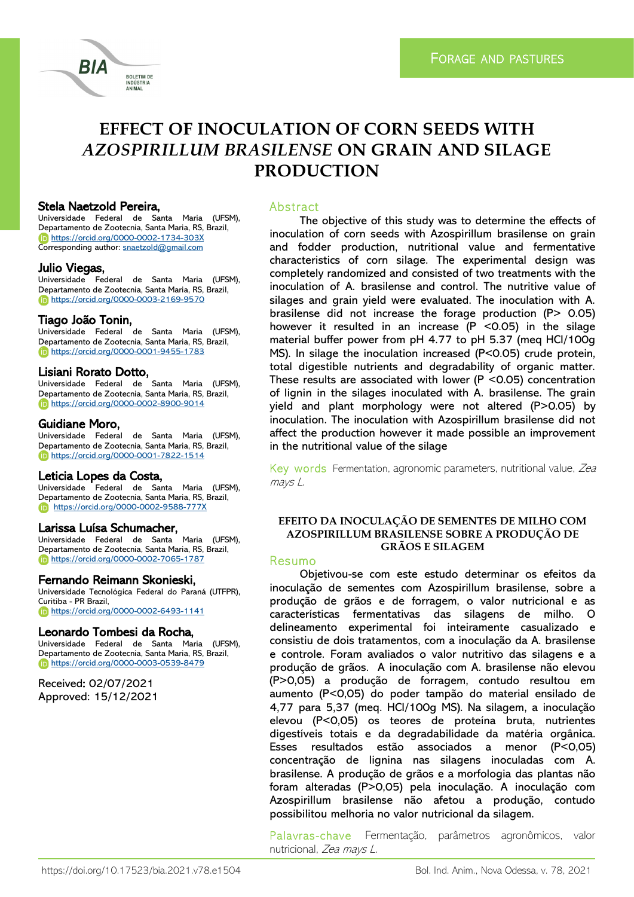FORAGE AND PASTURES

# EFFECT OF INOCULATION OF CORN SEEDS WITH *AZOSPIRILLUM BRASILENSE* ON GRAIN AND SILAGE PRODUCTION

**Stela Naetzold Pereira,**
Universidade Federal de Santa Maria (UFSM), Departamento de Zootecnia, Santa Maria, RS, Brazil,
https://orcid.org/0000-0002-1734-303X
Corresponding author: snaetzold@gmail.com

**Julio Viegas,**
Universidade Federal de Santa Maria (UFSM), Departamento de Zootecnia, Santa Maria, RS, Brazil,
https://orcid.org/0000-0003-2169-9570

**Tiago João Tonin,**
Universidade Federal de Santa Maria (UFSM), Departamento de Zootecnia, Santa Maria, RS, Brazil,
https://orcid.org/0000-0001-9455-1783

**Lisiani Rorato Dotto,**
Universidade Federal de Santa Maria (UFSM), Departamento de Zootecnia, Santa Maria, RS, Brazil,
https://orcid.org/0000-0002-8900-9014

**Guidiane Moro,**
Universidade Federal de Santa Maria (UFSM), Departamento de Zootecnia, Santa Maria, RS, Brazil,
https://orcid.org/0000-0001-7822-1514

**Leticia Lopes da Costa,**
Universidade Federal de Santa Maria (UFSM), Departamento de Zootecnia, Santa Maria, RS, Brazil,
https://orcid.org/0000-0002-9588-777X

**Larissa Luísa Schumacher,**
Universidade Federal de Santa Maria (UFSM), Departamento de Zootecnia, Santa Maria, RS, Brazil,
https://orcid.org/0000-0002-7065-1787

**Fernando Reimann Skonieski,**
Universidade Tecnológica Federal do Paraná (UTFPR), Curitiba - PR Brazil,
https://orcid.org/0000-0002-6493-1141

**Leonardo Tombesi da Rocha,**
Universidade Federal de Santa Maria (UFSM), Departamento de Zootecnia, Santa Maria, RS, Brazil,
https://orcid.org/0000-0003-0539-8479

Received: 02/07/2021
Approved: 15/12/2021

## Abstract

The objective of this study was to determine the effects of inoculation of corn seeds with Azospirillum brasilense on grain and fodder production, nutritional value and fermentative characteristics of corn silage. The experimental design was completely randomized and consisted of two treatments with the inoculation of A. brasilense and control. The nutritive value of silages and grain yield were evaluated. The inoculation with A. brasilense did not increase the forage production ($P > 0.05$) however it resulted in an increase ($P < 0.05$) in the silage material buffer power from pH 4.77 to pH 5.37 (meq HCl/100g MS). In silage the inoculation increased ($P<0.05$) crude protein, total digestible nutrients and degradability of organic matter. These results are associated with lower ($P < 0.05$) concentration of lignin in the silages inoculated with A. brasilense. The grain yield and plant morphology were not altered ($P>0.05$) by inoculation. The inoculation with Azospirillum brasilense did not affect the production however it made possible an improvement in the nutritional value of the silage

**Key words** Fermentation, agronomic parameters, nutritional value, *Zea mays L.*

### EFEITO DA INOCULAÇÃO DE SEMENTES DE MILHO COM AZOSPIRILLUM BRASILENSE SOBRE A PRODUÇÃO DE GRÃOS E SILAGEM

## Resumo

Objetivou-se com este estudo determinar os efeitos da inoculação de sementes com Azospirillum brasilense, sobre a produção de grãos e de forragem, o valor nutricional e as características fermentativas das silagens de milho. O delineamento experimental foi inteiramente casualizado e consistiu de dois tratamentos, com a inoculação da A. brasilense e controle. Foram avaliados o valor nutritivo das silagens e a produção de grãos. A inoculação com A. brasilense não elevou ($P>0,05$) a produção de forragem, contudo resultou em aumento ($P<0,05$) do poder tampão do material ensilado de 4,77 para 5,37 (meq. HCl/100g MS). Na silagem, a inoculação elevou ($P<0,05$) os teores de proteína bruta, nutrientes digestíveis totais e da degradabilidade da matéria orgânica. Esses resultados estão associados a menor ($P<0,05$) concentração de lignina nas silagens inoculadas com A. brasilense. A produção de grãos e a morfologia das plantas não foram alteradas ($P>0,05$) pela inoculação. A inoculação com Azospirillum brasilense não afetou a produção, contudo possibilitou melhoria no valor nutricional da silagem.

**Palavras-chave** Fermentação, parâmetros agronômicos, valor nutricional, *Zea mays L.*

https://doi.org/10.17523/bia.2021.v78.e1504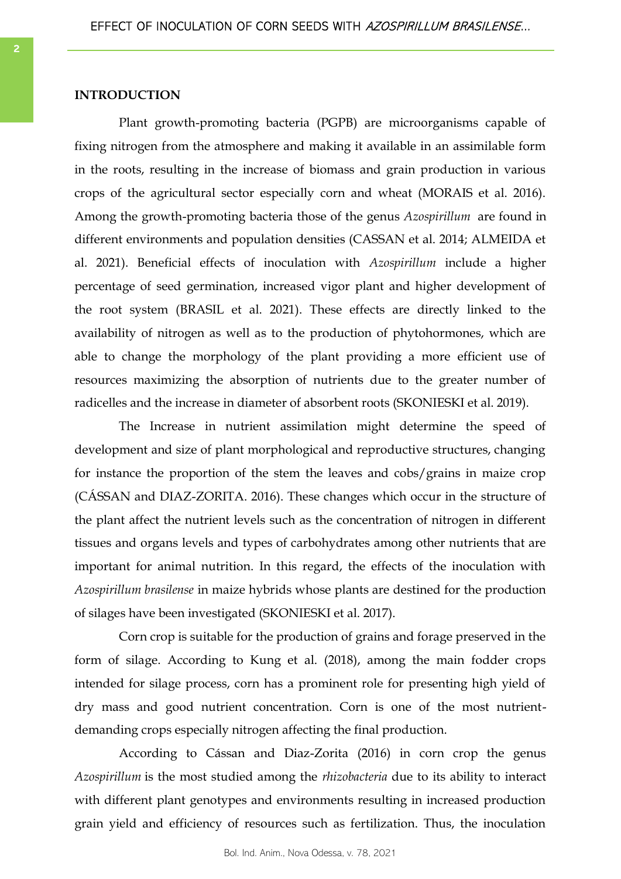## INTRODUCTION

Plant growth-promoting bacteria (PGPB) are microorganisms capable of fixing nitrogen from the atmosphere and making it available in an assimilable form in the roots, resulting in the increase of biomass and grain production in various crops of the agricultural sector especially corn and wheat (MORAIS et al. 2016). Among the growth-promoting bacteria those of the genus *Azospirillum* are found in different environments and population densities (CASSAN et al. 2014; ALMEIDA et al. 2021). Beneficial effects of inoculation with *Azospirillum* include a higher percentage of seed germination, increased vigor plant and higher development of the root system (BRASIL et al. 2021). These effects are directly linked to the availability of nitrogen as well as to the production of phytohormones, which are able to change the morphology of the plant providing a more efficient use of resources maximizing the absorption of nutrients due to the greater number of radicelles and the increase in diameter of absorbent roots (SKONIESKI et al. 2019).

The Increase in nutrient assimilation might determine the speed of development and size of plant morphological and reproductive structures, changing for instance the proportion of the stem the leaves and cobs/grains in maize crop (CÁSSAN and DIAZ-ZORITA. 2016). These changes which occur in the structure of the plant affect the nutrient levels such as the concentration of nitrogen in different tissues and organs levels and types of carbohydrates among other nutrients that are important for animal nutrition. In this regard, the effects of the inoculation with *Azospirillum brasilense* in maize hybrids whose plants are destined for the production of silages have been investigated (SKONIESKI et al. 2017).

Corn crop is suitable for the production of grains and forage preserved in the form of silage. According to Kung et al. (2018), among the main fodder crops intended for silage process, corn has a prominent role for presenting high yield of dry mass and good nutrient concentration. Corn is one of the most nutrient-demanding crops especially nitrogen affecting the final production.

According to Cássan and Diaz-Zorita (2016) in corn crop the genus *Azospirillum* is the most studied among the *rhizobacteria* due to its ability to interact with different plant genotypes and environments resulting in increased production grain yield and efficiency of resources such as fertilization. Thus, the inoculation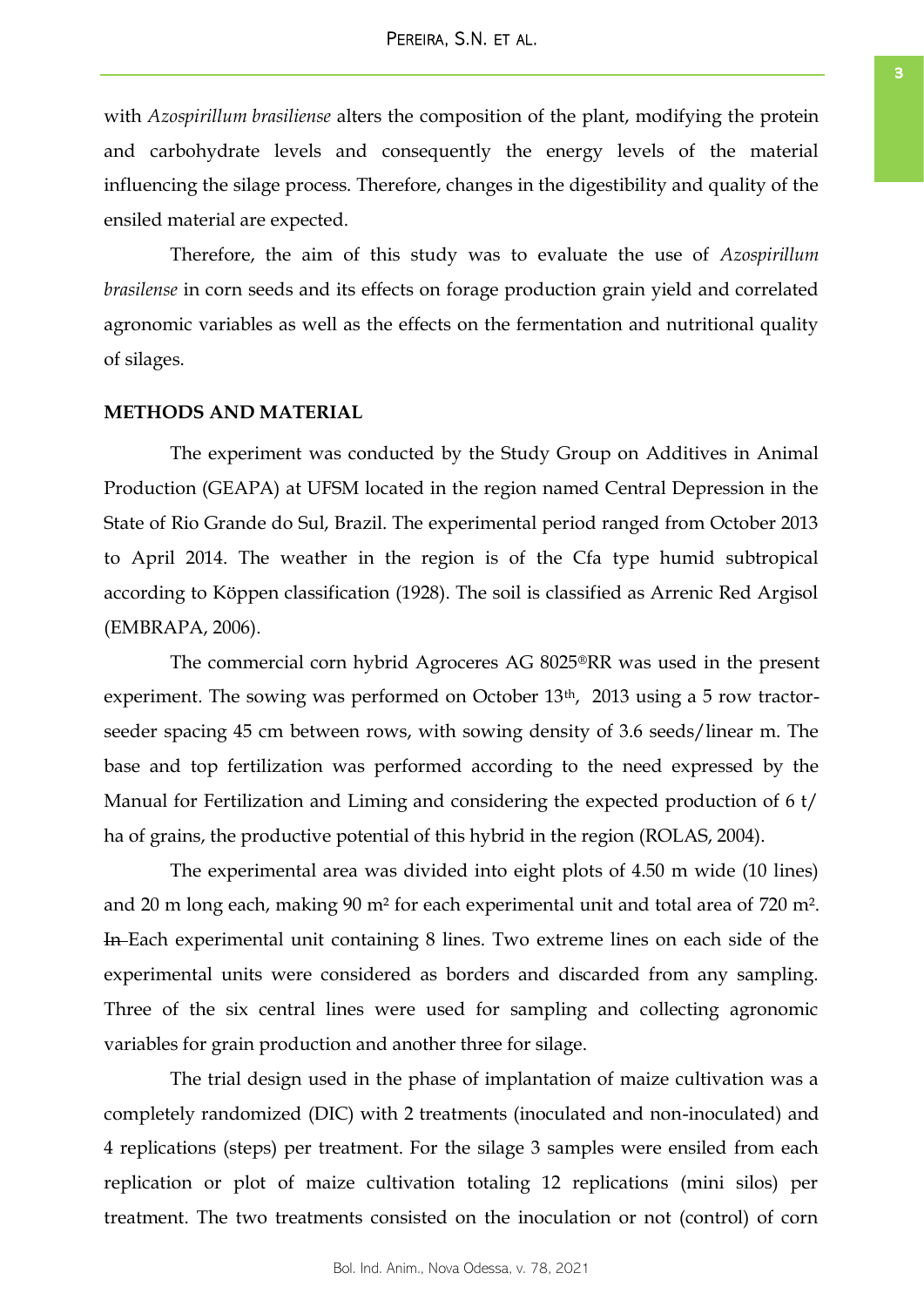with *Azospirillum brasiliense* alters the composition of the plant, modifying the protein and carbohydrate levels and consequently the energy levels of the material influencing the silage process. Therefore, changes in the digestibility and quality of the ensiled material are expected.

Therefore, the aim of this study was to evaluate the use of *Azospirillum brasilense* in corn seeds and its effects on forage production grain yield and correlated agronomic variables as well as the effects on the fermentation and nutritional quality of silages.

**METHODS AND MATERIAL**

The experiment was conducted by the Study Group on Additives in Animal Production (GEAPA) at UFSM located in the region named Central Depression in the State of Rio Grande do Sul, Brazil. The experimental period ranged from October 2013 to April 2014. The weather in the region is of the Cfa type humid subtropical according to Köppen classification (1928). The soil is classified as Arrenic Red Argisol (EMBRAPA, 2006).

The commercial corn hybrid Agroceres AG 8025®RR was used in the present experiment. The sowing was performed on October 13th, 2013 using a 5 row tractor-seeder spacing 45 cm between rows, with sowing density of 3.6 seeds/linear m. The base and top fertilization was performed according to the need expressed by the Manual for Fertilization and Liming and considering the expected production of 6 t/ha of grains, the productive potential of this hybrid in the region (ROLAS, 2004).

The experimental area was divided into eight plots of 4.50 m wide (10 lines) and 20 m long each, making 90 m² for each experimental unit and total area of 720 m². ~~In~~ Each experimental unit containing 8 lines. Two extreme lines on each side of the experimental units were considered as borders and discarded from any sampling. Three of the six central lines were used for sampling and collecting agronomic variables for grain production and another three for silage.

The trial design used in the phase of implantation of maize cultivation was a completely randomized (DIC) with 2 treatments (inoculated and non-inoculated) and 4 replications (steps) per treatment. For the silage 3 samples were ensiled from each replication or plot of maize cultivation totaling 12 replications (mini silos) per treatment. The two treatments consisted on the inoculation or not (control) of corn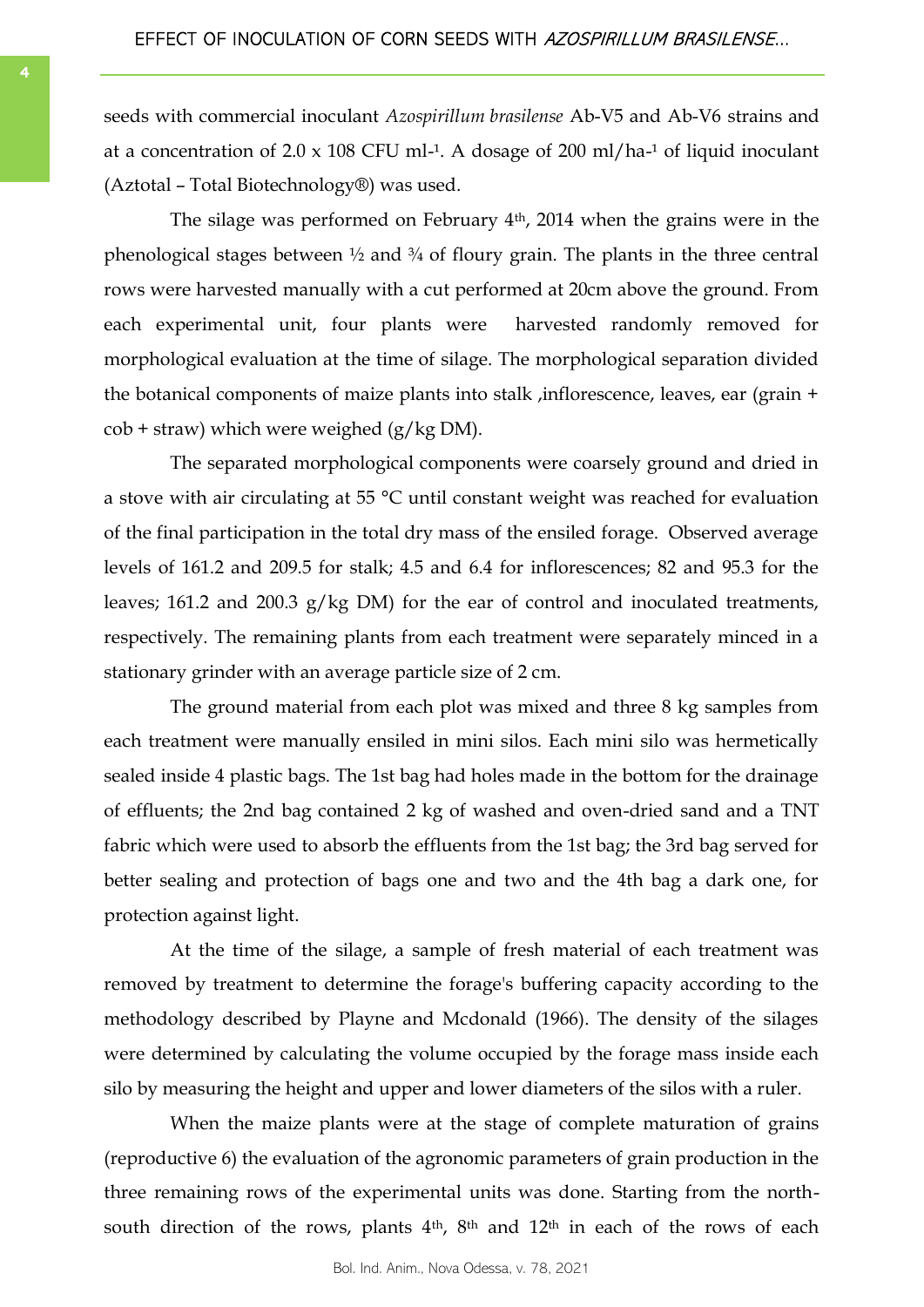seeds with commercial inoculant *Azospirillum brasilense* Ab-V5 and Ab-V6 strains and at a concentration of 2.0 x 108 CFU ml-¹. A dosage of 200 ml/ha-¹ of liquid inoculant (Aztotal – Total Biotechnology®) was used.

The silage was performed on February 4th, 2014 when the grains were in the phenological stages between ½ and ¾ of floury grain. The plants in the three central rows were harvested manually with a cut performed at 20cm above the ground. From each experimental unit, four plants were harvested randomly removed for morphological evaluation at the time of silage. The morphological separation divided the botanical components of maize plants into stalk ,inflorescence, leaves, ear (grain + cob + straw) which were weighed (g/kg DM).

The separated morphological components were coarsely ground and dried in a stove with air circulating at 55 °C until constant weight was reached for evaluation of the final participation in the total dry mass of the ensiled forage. Observed average levels of 161.2 and 209.5 for stalk; 4.5 and 6.4 for inflorescences; 82 and 95.3 for the leaves; 161.2 and 200.3 g/kg DM) for the ear of control and inoculated treatments, respectively. The remaining plants from each treatment were separately minced in a stationary grinder with an average particle size of 2 cm.

The ground material from each plot was mixed and three 8 kg samples from each treatment were manually ensiled in mini silos. Each mini silo was hermetically sealed inside 4 plastic bags. The 1st bag had holes made in the bottom for the drainage of effluents; the 2nd bag contained 2 kg of washed and oven-dried sand and a TNT fabric which were used to absorb the effluents from the 1st bag; the 3rd bag served for better sealing and protection of bags one and two and the 4th bag a dark one, for protection against light.

At the time of the silage, a sample of fresh material of each treatment was removed by treatment to determine the forage's buffering capacity according to the methodology described by Playne and Mcdonald (1966). The density of the silages were determined by calculating the volume occupied by the forage mass inside each silo by measuring the height and upper and lower diameters of the silos with a ruler.

When the maize plants were at the stage of complete maturation of grains (reproductive 6) the evaluation of the agronomic parameters of grain production in the three remaining rows of the experimental units was done. Starting from the north-south direction of the rows, plants 4th, 8th and 12th in each of the rows of each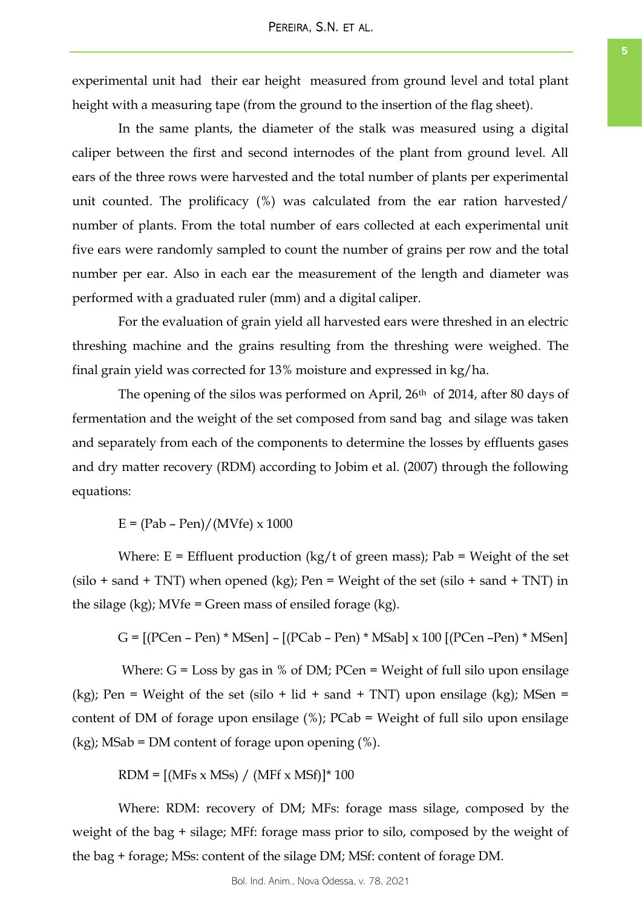experimental unit had their ear height measured from ground level and total plant height with a measuring tape (from the ground to the insertion of the flag sheet).

In the same plants, the diameter of the stalk was measured using a digital caliper between the first and second internodes of the plant from ground level. All ears of the three rows were harvested and the total number of plants per experimental unit counted. The prolificacy (%) was calculated from the ear ration harvested/ number of plants. From the total number of ears collected at each experimental unit five ears were randomly sampled to count the number of grains per row and the total number per ear. Also in each ear the measurement of the length and diameter was performed with a graduated ruler (mm) and a digital caliper.

For the evaluation of grain yield all harvested ears were threshed in an electric threshing machine and the grains resulting from the threshing were weighed. The final grain yield was corrected for 13% moisture and expressed in kg/ha.

The opening of the silos was performed on April, 26th of 2014, after 80 days of fermentation and the weight of the set composed from sand bag and silage was taken and separately from each of the components to determine the losses by effluents gases and dry matter recovery (RDM) according to Jobim et al. (2007) through the following equations:

$$E = (Pab - Pen)/(MVfe) \times 1000$$

Where: E = Effluent production (kg/t of green mass); Pab = Weight of the set (silo + sand + TNT) when opened (kg); Pen = Weight of the set (silo + sand + TNT) in the silage (kg); MVfe = Green mass of ensiled forage (kg).

$$G = [(PCen - Pen) * MSen] - [(PCab - Pen) * MSab] \times 100 \, [(PCen - Pen) * MSen]$$

Where: G = Loss by gas in % of DM; PCen = Weight of full silo upon ensilage (kg); Pen = Weight of the set (silo + lid + sand + TNT) upon ensilage (kg); MSen = content of DM of forage upon ensilage (%); PCab = Weight of full silo upon ensilage (kg); MSab = DM content of forage upon opening (%).

$$RDM = [(MFs \times MSs) / (MFf \times MSf)] * 100$$

Where: RDM: recovery of DM; MFs: forage mass silage, composed by the weight of the bag + silage; MFf: forage mass prior to silo, composed by the weight of the bag + forage; MSs: content of the silage DM; MSf: content of forage DM.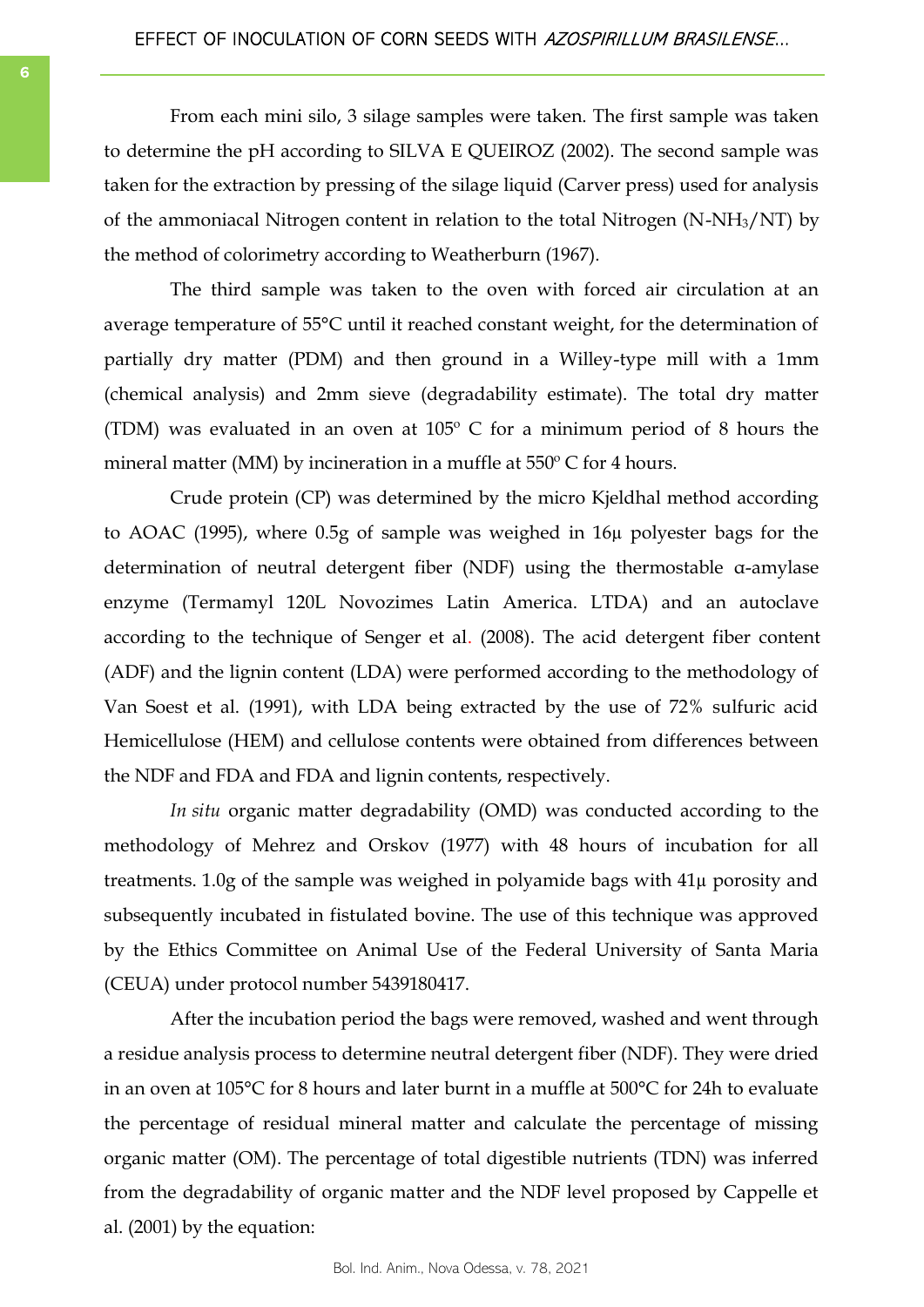From each mini silo, 3 silage samples were taken. The first sample was taken to determine the pH according to SILVA E QUEIROZ (2002). The second sample was taken for the extraction by pressing of the silage liquid (Carver press) used for analysis of the ammoniacal Nitrogen content in relation to the total Nitrogen ($N\text{-}NH_3/NT$) by the method of colorimetry according to Weatherburn (1967).

The third sample was taken to the oven with forced air circulation at an average temperature of 55°C until it reached constant weight, for the determination of partially dry matter (PDM) and then ground in a Willey-type mill with a 1mm (chemical analysis) and 2mm sieve (degradability estimate). The total dry matter (TDM) was evaluated in an oven at 105º C for a minimum period of 8 hours the mineral matter (MM) by incineration in a muffle at 550º C for 4 hours.

Crude protein (CP) was determined by the micro Kjeldhal method according to AOAC (1995), where 0.5g of sample was weighed in 16µ polyester bags for the determination of neutral detergent fiber (NDF) using the thermostable α-amylase enzyme (Termamyl 120L Novozimes Latin America. LTDA) and an autoclave according to the technique of Senger et al. (2008). The acid detergent fiber content (ADF) and the lignin content (LDA) were performed according to the methodology of Van Soest et al. (1991), with LDA being extracted by the use of 72% sulfuric acid Hemicellulose (HEM) and cellulose contents were obtained from differences between the NDF and FDA and FDA and lignin contents, respectively.

*In situ* organic matter degradability (OMD) was conducted according to the methodology of Mehrez and Orskov (1977) with 48 hours of incubation for all treatments. 1.0g of the sample was weighed in polyamide bags with 41µ porosity and subsequently incubated in fistulated bovine. The use of this technique was approved by the Ethics Committee on Animal Use of the Federal University of Santa Maria (CEUA) under protocol number 5439180417.

After the incubation period the bags were removed, washed and went through a residue analysis process to determine neutral detergent fiber (NDF). They were dried in an oven at 105°C for 8 hours and later burnt in a muffle at 500°C for 24h to evaluate the percentage of residual mineral matter and calculate the percentage of missing organic matter (OM). The percentage of total digestible nutrients (TDN) was inferred from the degradability of organic matter and the NDF level proposed by Cappelle et al. (2001) by the equation: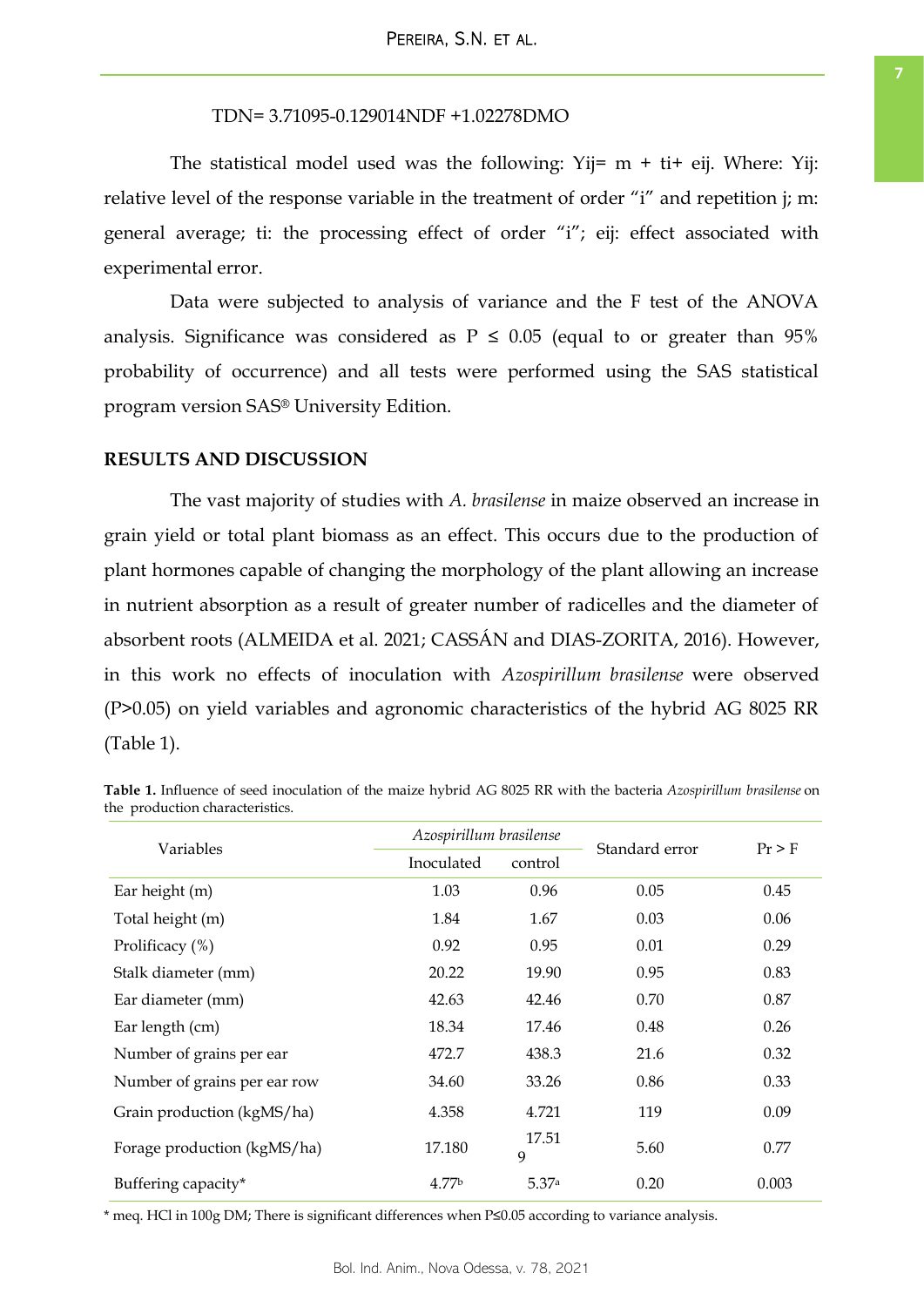$$TDN= 3.71095-0.129014NDF +1.02278DMO$$

The statistical model used was the following: $Y_{ij} = m + t_i + e_{ij}$. Where: $Y_{ij}$: relative level of the response variable in the treatment of order "i" and repetition j; m: general average; $t_i$: the processing effect of order "i"; $e_{ij}$: effect associated with experimental error.

Data were subjected to analysis of variance and the F test of the ANOVA analysis. Significance was considered as $P \leq 0.05$ (equal to or greater than 95% probability of occurrence) and all tests were performed using the SAS statistical program version SAS® University Edition.

## RESULTS AND DISCUSSION

The vast majority of studies with *A. brasilense* in maize observed an increase in grain yield or total plant biomass as an effect. This occurs due to the production of plant hormones capable of changing the morphology of the plant allowing an increase in nutrient absorption as a result of greater number of radicelles and the diameter of absorbent roots (ALMEIDA et al. 2021; CASSÁN and DIAS-ZORITA, 2016). However, in this work no effects of inoculation with *Azospirillum brasilense* were observed ($P>0.05$) on yield variables and agronomic characteristics of the hybrid AG 8025 RR (Table 1).

**Table 1.** Influence of seed inoculation of the maize hybrid AG 8025 RR with the bacteria *Azospirillum brasilense* on the production characteristics.

| Variables | *Azospirillum brasilense* | | Standard error | Pr > F |
|---|---|---|---|---|
| | Inoculated | control | | |
| Ear height (m) | 1.03 | 0.96 | 0.05 | 0.45 |
| Total height (m) | 1.84 | 1.67 | 0.03 | 0.06 |
| Prolificacy (%) | 0.92 | 0.95 | 0.01 | 0.29 |
| Stalk diameter (mm) | 20.22 | 19.90 | 0.95 | 0.83 |
| Ear diameter (mm) | 42.63 | 42.46 | 0.70 | 0.87 |
| Ear length (cm) | 18.34 | 17.46 | 0.48 | 0.26 |
| Number of grains per ear | 472.7 | 438.3 | 21.6 | 0.32 |
| Number of grains per ear row | 34.60 | 33.26 | 0.86 | 0.33 |
| Grain production (kgMS/ha) | 4.358 | 4.721 | 119 | 0.09 |
| Forage production (kgMS/ha) | 17.180 | 17.519 | 5.60 | 0.77 |
| Buffering capacity* | 4.77[b] | 5.37[a] | 0.20 | 0.003 |

\* meq. HCl in 100g DM; There is significant differences when $P \leq 0.05$ according to variance analysis.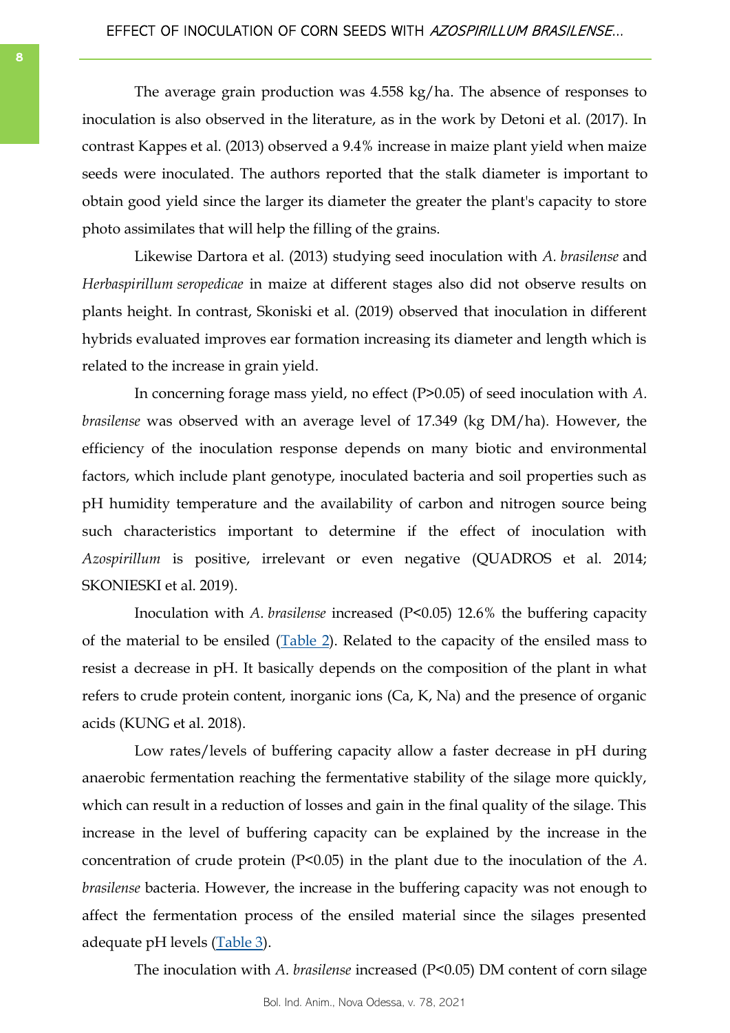The average grain production was 4.558 kg/ha. The absence of responses to inoculation is also observed in the literature, as in the work by Detoni et al. (2017). In contrast Kappes et al. (2013) observed a 9.4% increase in maize plant yield when maize seeds were inoculated. The authors reported that the stalk diameter is important to obtain good yield since the larger its diameter the greater the plant's capacity to store photo assimilates that will help the filling of the grains.

Likewise Dartora et al. (2013) studying seed inoculation with *A. brasilense* and *Herbaspirillum seropedicae* in maize at different stages also did not observe results on plants height. In contrast, Skoniski et al. (2019) observed that inoculation in different hybrids evaluated improves ear formation increasing its diameter and length which is related to the increase in grain yield.

In concerning forage mass yield, no effect (P>0.05) of seed inoculation with *A. brasilense* was observed with an average level of 17.349 (kg DM/ha). However, the efficiency of the inoculation response depends on many biotic and environmental factors, which include plant genotype, inoculated bacteria and soil properties such as pH humidity temperature and the availability of carbon and nitrogen source being such characteristics important to determine if the effect of inoculation with *Azospirillum* is positive, irrelevant or even negative (QUADROS et al. 2014; SKONIESKI et al. 2019).

Inoculation with *A. brasilense* increased (P<0.05) 12.6% the buffering capacity of the material to be ensiled (Table 2). Related to the capacity of the ensiled mass to resist a decrease in pH. It basically depends on the composition of the plant in what refers to crude protein content, inorganic ions (Ca, K, Na) and the presence of organic acids (KUNG et al. 2018).

Low rates/levels of buffering capacity allow a faster decrease in pH during anaerobic fermentation reaching the fermentative stability of the silage more quickly, which can result in a reduction of losses and gain in the final quality of the silage. This increase in the level of buffering capacity can be explained by the increase in the concentration of crude protein (P<0.05) in the plant due to the inoculation of the *A. brasilense* bacteria. However, the increase in the buffering capacity was not enough to affect the fermentation process of the ensiled material since the silages presented adequate pH levels (Table 3).

The inoculation with *A. brasilense* increased (P<0.05) DM content of corn silage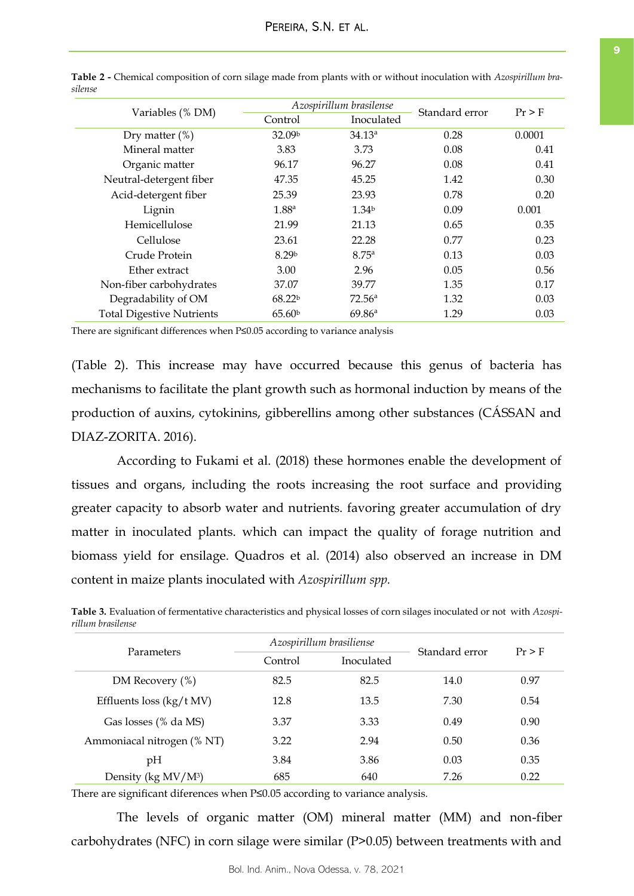**Table 2 -** Chemical composition of corn silage made from plants with or without inoculation with *Azospirillum brasilense*

| Variables (% DM) | *Azospirillum brasilense* | | Standard error | Pr > F |
|---|---|---|---|---|
| | Control | Inoculated | | |
| Dry matter (%) | 32.09[b] | 34.13[a] | 0.28 | 0.0001 |
| Mineral matter | 3.83 | 3.73 | 0.08 | 0.41 |
| Organic matter | 96.17 | 96.27 | 0.08 | 0.41 |
| Neutral-detergent fiber | 47.35 | 45.25 | 1.42 | 0.30 |
| Acid-detergent fiber | 25.39 | 23.93 | 0.78 | 0.20 |
| Lignin | 1.88[a] | 1.34[b] | 0.09 | 0.001 |
| Hemicellulose | 21.99 | 21.13 | 0.65 | 0.35 |
| Cellulose | 23.61 | 22.28 | 0.77 | 0.23 |
| Crude Protein | 8.29[b] | 8.75[a] | 0.13 | 0.03 |
| Ether extract | 3.00 | 2.96 | 0.05 | 0.56 |
| Non-fiber carbohydrates | 37.07 | 39.77 | 1.35 | 0.17 |
| Degradability of OM | 68.22[b] | 72.56[a] | 1.32 | 0.03 |
| Total Digestive Nutrients | 65.60[b] | 69.86[a] | 1.29 | 0.03 |

There are significant differences when P≤0.05 according to variance analysis

(Table 2). This increase may have occurred because this genus of bacteria has mechanisms to facilitate the plant growth such as hormonal induction by means of the production of auxins, cytokinins, gibberellins among other substances (CÁSSAN and DIAZ-ZORITA. 2016).

According to Fukami et al. (2018) these hormones enable the development of tissues and organs, including the roots increasing the root surface and providing greater capacity to absorb water and nutrients. favoring greater accumulation of dry matter in inoculated plants. which can impact the quality of forage nutrition and biomass yield for ensilage. Quadros et al. (2014) also observed an increase in DM content in maize plants inoculated with *Azospirillum spp.*

**Table 3.** Evaluation of fermentative characteristics and physical losses of corn silages inoculated or not with *Azospirillum brasilense*

| Parameters | *Azospirillum brasiliense* | | Standard error | Pr > F |
|---|---|---|---|---|
| | Control | Inoculated | | |
| DM Recovery (%) | 82.5 | 82.5 | 14.0 | 0.97 |
| Effluents loss (kg/t MV) | 12.8 | 13.5 | 7.30 | 0.54 |
| Gas losses (% da MS) | 3.37 | 3.33 | 0.49 | 0.90 |
| Ammoniacal nitrogen (% NT) | 3.22 | 2.94 | 0.50 | 0.36 |
| pH | 3.84 | 3.86 | 0.03 | 0.35 |
| Density (kg MV/M$^3$) | 685 | 640 | 7.26 | 0.22 |

There are significant diferences when P≤0.05 according to variance analysis.

The levels of organic matter (OM) mineral matter (MM) and non-fiber carbohydrates (NFC) in corn silage were similar (P>0.05) between treatments with and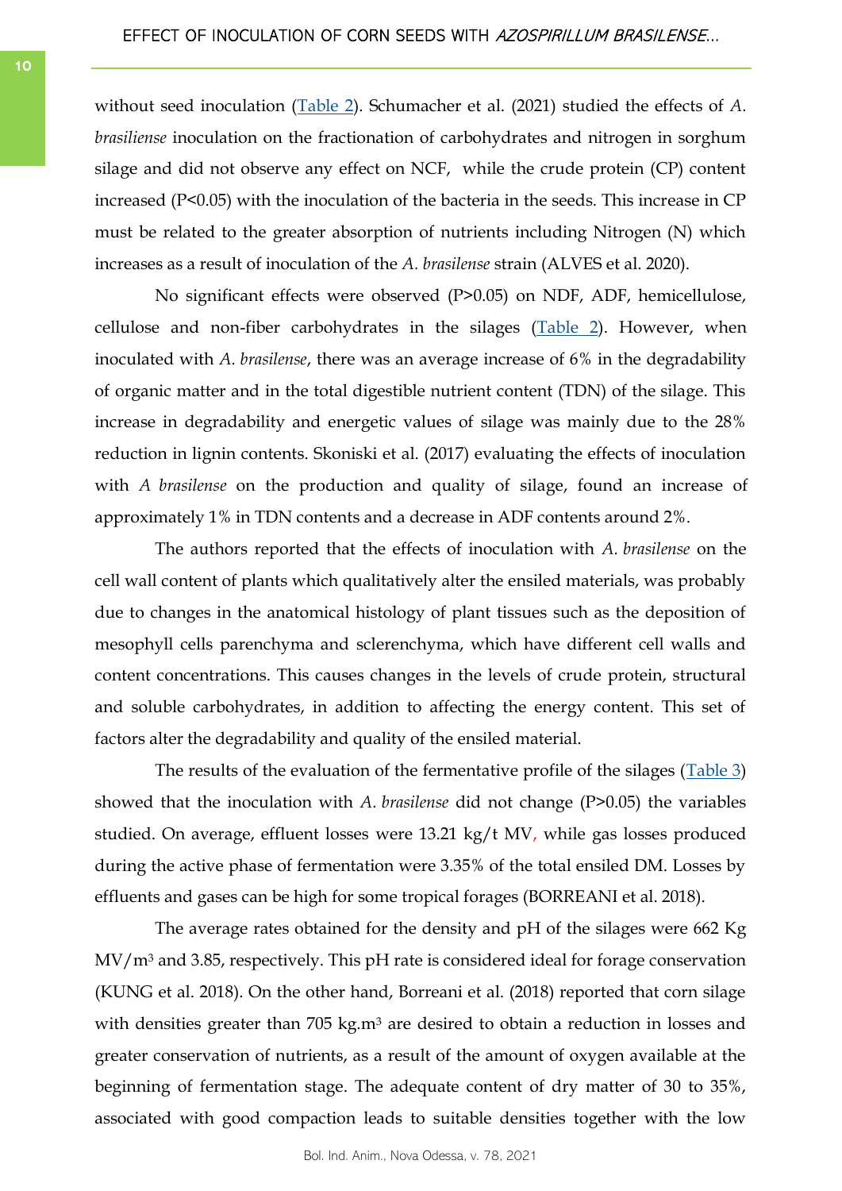without seed inoculation (Table 2). Schumacher et al. (2021) studied the effects of *A. brasiliense* inoculation on the fractionation of carbohydrates and nitrogen in sorghum silage and did not observe any effect on NCF, while the crude protein (CP) content increased ($P<0.05$) with the inoculation of the bacteria in the seeds. This increase in CP must be related to the greater absorption of nutrients including Nitrogen (N) which increases as a result of inoculation of the *A. brasilense* strain (ALVES et al. 2020).

No significant effects were observed ($P>0.05$) on NDF, ADF, hemicellulose, cellulose and non-fiber carbohydrates in the silages (Table 2). However, when inoculated with *A. brasilense*, there was an average increase of 6% in the degradability of organic matter and in the total digestible nutrient content (TDN) of the silage. This increase in degradability and energetic values of silage was mainly due to the 28% reduction in lignin contents. Skoniski et al. (2017) evaluating the effects of inoculation with *A brasilense* on the production and quality of silage, found an increase of approximately 1% in TDN contents and a decrease in ADF contents around 2%.

The authors reported that the effects of inoculation with *A. brasilense* on the cell wall content of plants which qualitatively alter the ensiled materials, was probably due to changes in the anatomical histology of plant tissues such as the deposition of mesophyll cells parenchyma and sclerenchyma, which have different cell walls and content concentrations. This causes changes in the levels of crude protein, structural and soluble carbohydrates, in addition to affecting the energy content. This set of factors alter the degradability and quality of the ensiled material.

The results of the evaluation of the fermentative profile of the silages (Table 3) showed that the inoculation with *A. brasilense* did not change ($P>0.05$) the variables studied. On average, effluent losses were 13.21 kg/t MV, while gas losses produced during the active phase of fermentation were 3.35% of the total ensiled DM. Losses by effluents and gases can be high for some tropical forages (BORREANI et al. 2018).

The average rates obtained for the density and pH of the silages were 662 Kg MV/$m^3$ and 3.85, respectively. This pH rate is considered ideal for forage conservation (KUNG et al. 2018). On the other hand, Borreani et al. (2018) reported that corn silage with densities greater than 705 kg.$m^3$ are desired to obtain a reduction in losses and greater conservation of nutrients, as a result of the amount of oxygen available at the beginning of fermentation stage. The adequate content of dry matter of 30 to 35%, associated with good compaction leads to suitable densities together with the low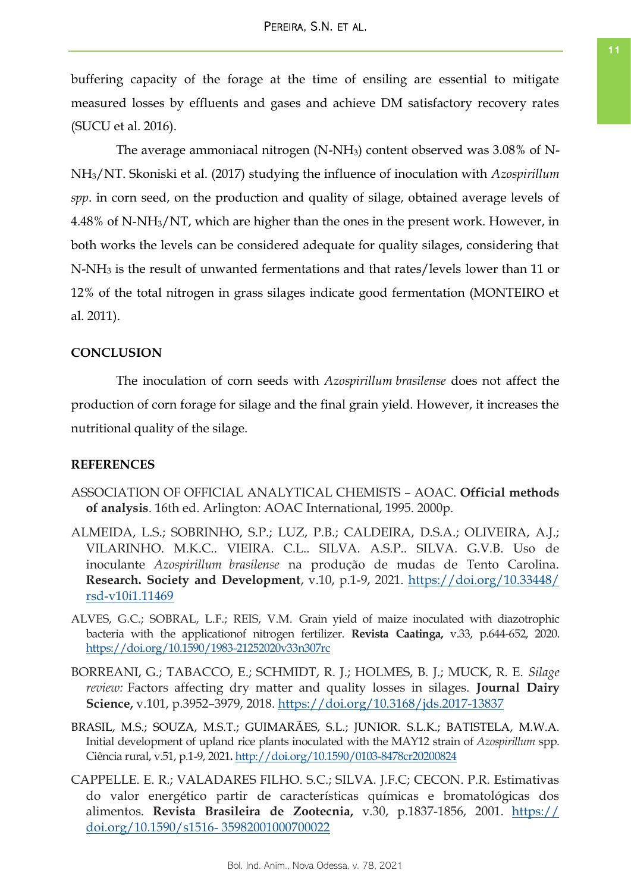buffering capacity of the forage at the time of ensiling are essential to mitigate measured losses by effluents and gases and achieve DM satisfactory recovery rates (SUCU et al. 2016).

The average ammoniacal nitrogen (N-$NH_3$) content observed was 3.08% of N-$NH_3$/NT. Skoniski et al. (2017) studying the influence of inoculation with *Azospirillum spp*. in corn seed, on the production and quality of silage, obtained average levels of 4.48% of N-$NH_3$/NT, which are higher than the ones in the present work. However, in both works the levels can be considered adequate for quality silages, considering that N-$NH_3$ is the result of unwanted fermentations and that rates/levels lower than 11 or 12% of the total nitrogen in grass silages indicate good fermentation (MONTEIRO et al. 2011).

## CONCLUSION

The inoculation of corn seeds with *Azospirillum brasilense* does not affect the production of corn forage for silage and the final grain yield. However, it increases the nutritional quality of the silage.

## REFERENCES

ASSOCIATION OF OFFICIAL ANALYTICAL CHEMISTS – AOAC. **Official methods of analysis**. 16th ed. Arlington: AOAC International, 1995. 2000p.

ALMEIDA, L.S.; SOBRINHO, S.P.; LUZ, P.B.; CALDEIRA, D.S.A.; OLIVEIRA, A.J.; VILARINHO. M.K.C.. VIEIRA. C.L.. SILVA. A.S.P.. SILVA. G.V.B. Uso de inoculante *Azospirillum brasilense* na produção de mudas de Tento Carolina. **Research. Society and Development**, v.10, p.1-9, 2021. https://doi.org/10.33448/rsd-v10i1.11469

ALVES, G.C.; SOBRAL, L.F.; REIS, V.M. Grain yield of maize inoculated with diazotrophic bacteria with the applicationof nitrogen fertilizer. **Revista Caatinga,** v.33, p.644-652, 2020. https://doi.org/10.1590/1983-21252020v33n307rc

BORREANI, G.; TABACCO, E.; SCHMIDT, R. J.; HOLMES, B. J.; MUCK, R. E. *Silage review:* Factors affecting dry matter and quality losses in silages. **Journal Dairy Science,** v.101, p.3952–3979, 2018. https://doi.org/10.3168/jds.2017-13837

BRASIL, M.S.; SOUZA, M.S.T.; GUIMARÃES, S.L.; JUNIOR. S.L.K.; BATISTELA, M.W.A. Initial development of upland rice plants inoculated with the MAY12 strain of *Azospirillum* spp. Ciência rural, v.51, p.1-9, 2021**.** http://doi.org/10.1590/0103-8478cr20200824

CAPPELLE. E. R.; VALADARES FILHO. S.C.; SILVA. J.F.C; CECON. P.R. Estimativas do valor energético partir de características químicas e bromatológicas dos alimentos. **Revista Brasileira de Zootecnia,** v.30, p.1837-1856, 2001. https://doi.org/10.1590/s1516- 35982001000700022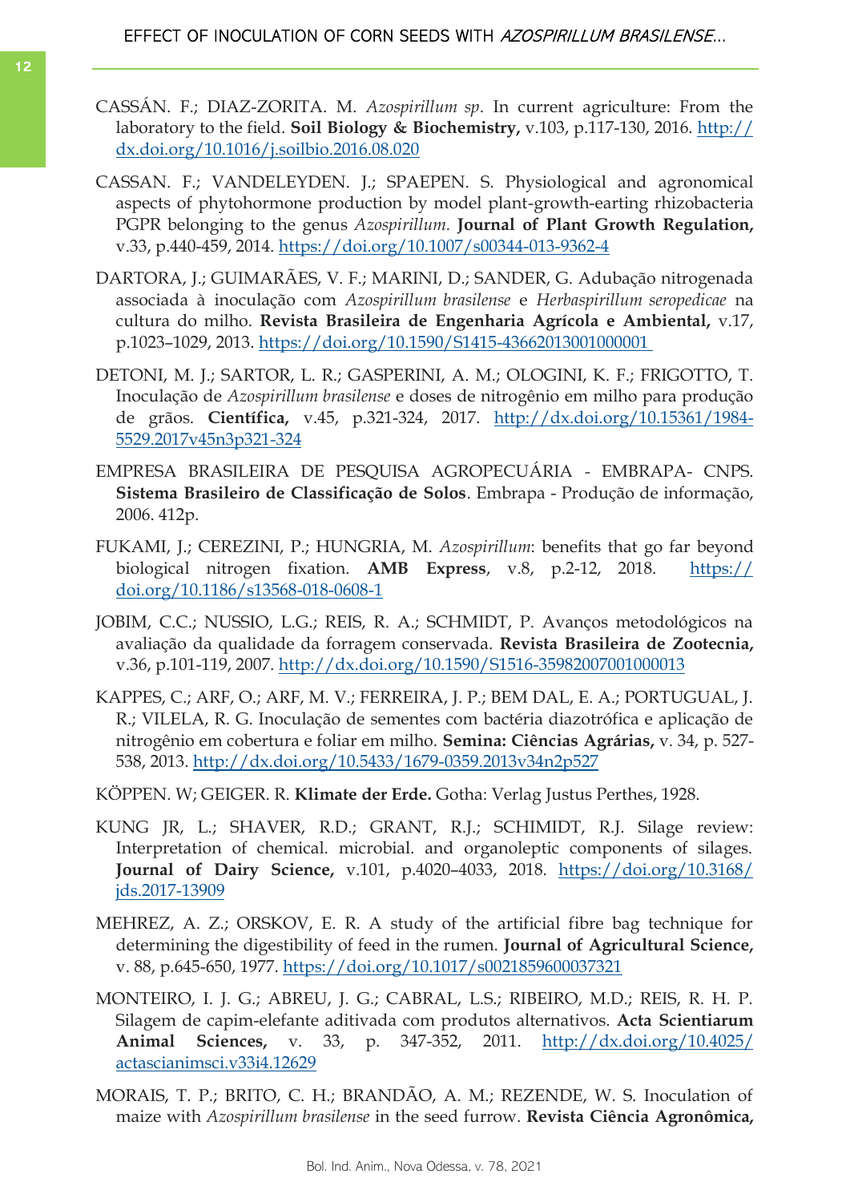CASSÁN. F.; DIAZ-ZORITA. M. *Azospirillum sp*. In current agriculture: From the laboratory to the field. **Soil Biology & Biochemistry,** v.103, p.117-130, 2016. http://dx.doi.org/10.1016/j.soilbio.2016.08.020

CASSAN. F.; VANDELEYDEN. J.; SPAEPEN. S. Physiological and agronomical aspects of phytohormone production by model plant-growth-earting rhizobacteria PGPR belonging to the genus *Azospirillum*. **Journal of Plant Growth Regulation,** v.33, p.440-459, 2014. https://doi.org/10.1007/s00344-013-9362-4

DARTORA, J.; GUIMARÃES, V. F.; MARINI, D.; SANDER, G. Adubação nitrogenada associada à inoculação com *Azospirillum brasilense* e *Herbaspirillum seropedicae* na cultura do milho. **Revista Brasileira de Engenharia Agrícola e Ambiental,** v.17, p.1023–1029, 2013. https://doi.org/10.1590/S1415-43662013001000001

DETONI, M. J.; SARTOR, L. R.; GASPERINI, A. M.; OLOGINI, K. F.; FRIGOTTO, T. Inoculação de *Azospirillum brasilense* e doses de nitrogênio em milho para produção de grãos. **Científica,** v.45, p.321-324, 2017. http://dx.doi.org/10.15361/1984-5529.2017v45n3p321-324

EMPRESA BRASILEIRA DE PESQUISA AGROPECUÁRIA - EMBRAPA- CNPS. **Sistema Brasileiro de Classificação de Solos**. Embrapa - Produção de informação, 2006. 412p.

FUKAMI, J.; CEREZINI, P.; HUNGRIA, M. *Azospirillum*: benefits that go far beyond biological nitrogen fixation. **AMB Express**, v.8, p.2-12, 2018. https://doi.org/10.1186/s13568-018-0608-1

JOBIM, C.C.; NUSSIO, L.G.; REIS, R. A.; SCHMIDT, P. Avanços metodológicos na avaliação da qualidade da forragem conservada. **Revista Brasileira de Zootecnia,** v.36, p.101-119, 2007. http://dx.doi.org/10.1590/S1516-35982007001000013

KAPPES, C.; ARF, O.; ARF, M. V.; FERREIRA, J. P.; BEM DAL, E. A.; PORTUGUAL, J. R.; VILELA, R. G. Inoculação de sementes com bactéria diazotrófica e aplicação de nitrogênio em cobertura e foliar em milho. **Semina: Ciências Agrárias,** v. 34, p. 527-538, 2013. http://dx.doi.org/10.5433/1679-0359.2013v34n2p527

KÖPPEN. W; GEIGER. R. **Klimate der Erde.** Gotha: Verlag Justus Perthes, 1928.

KUNG JR, L.; SHAVER, R.D.; GRANT, R.J.; SCHIMIDT, R.J. Silage review: Interpretation of chemical. microbial. and organoleptic components of silages. **Journal of Dairy Science,** v.101, p.4020–4033, 2018. https://doi.org/10.3168/jds.2017-13909

MEHREZ, A. Z.; ORSKOV, E. R. A study of the artificial fibre bag technique for determining the digestibility of feed in the rumen. **Journal of Agricultural Science,** v. 88, p.645-650, 1977. https://doi.org/10.1017/s0021859600037321

MONTEIRO, I. J. G.; ABREU, J. G.; CABRAL, L.S.; RIBEIRO, M.D.; REIS, R. H. P. Silagem de capim-elefante aditivada com produtos alternativos. **Acta Scientiarum Animal Sciences,** v. 33, p. 347-352, 2011. http://dx.doi.org/10.4025/actascianimsci.v33i4.12629

MORAIS, T. P.; BRITO, C. H.; BRANDÃO, A. M.; REZENDE, W. S. Inoculation of maize with *Azospirillum brasilense* in the seed furrow. **Revista Ciência Agronômica,**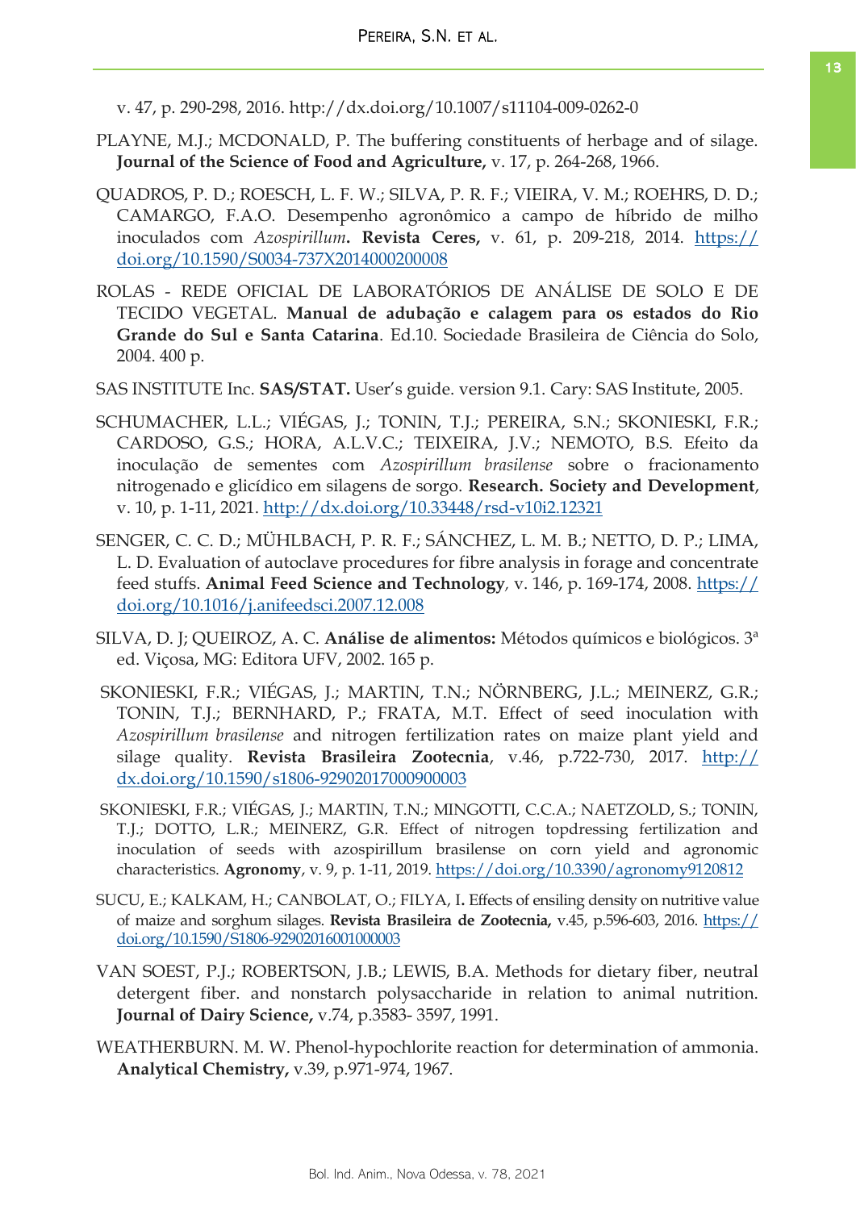v. 47, p. 290-298, 2016. http://dx.doi.org/10.1007/s11104-009-0262-0

PLAYNE, M.J.; MCDONALD, P. The buffering constituents of herbage and of silage. **Journal of the Science of Food and Agriculture,** v. 17, p. 264-268, 1966.

QUADROS, P. D.; ROESCH, L. F. W.; SILVA, P. R. F.; VIEIRA, V. M.; ROEHRS, D. D.; CAMARGO, F.A.O. Desempenho agronômico a campo de híbrido de milho inoculados com *Azospirillum***. Revista Ceres,** v. 61, p. 209-218, 2014. https://doi.org/10.1590/S0034-737X2014000200008

ROLAS - REDE OFICIAL DE LABORATÓRIOS DE ANÁLISE DE SOLO E DE TECIDO VEGETAL. **Manual de adubação e calagem para os estados do Rio Grande do Sul e Santa Catarina**. Ed.10. Sociedade Brasileira de Ciência do Solo, 2004. 400 p.

SAS INSTITUTE Inc. **SAS/STAT.** User's guide. version 9.1. Cary: SAS Institute, 2005.

SCHUMACHER, L.L.; VIÉGAS, J.; TONIN, T.J.; PEREIRA, S.N.; SKONIESKI, F.R.; CARDOSO, G.S.; HORA, A.L.V.C.; TEIXEIRA, J.V.; NEMOTO, B.S. Efeito da inoculação de sementes com *Azospirillum brasilense* sobre o fracionamento nitrogenado e glicídico em silagens de sorgo. **Research. Society and Development**, v. 10, p. 1-11, 2021. http://dx.doi.org/10.33448/rsd-v10i2.12321

SENGER, C. C. D.; MÜHLBACH, P. R. F.; SÁNCHEZ, L. M. B.; NETTO, D. P.; LIMA, L. D. Evaluation of autoclave procedures for fibre analysis in forage and concentrate feed stuffs. **Animal Feed Science and Technology**, v. 146, p. 169-174, 2008. https://doi.org/10.1016/j.anifeedsci.2007.12.008

SILVA, D. J; QUEIROZ, A. C. **Análise de alimentos:** Métodos químicos e biológicos. 3ª ed. Viçosa, MG: Editora UFV, 2002. 165 p.

SKONIESKI, F.R.; VIÉGAS, J.; MARTIN, T.N.; NÖRNBERG, J.L.; MEINERZ, G.R.; TONIN, T.J.; BERNHARD, P.; FRATA, M.T. Effect of seed inoculation with *Azospirillum brasilense* and nitrogen fertilization rates on maize plant yield and silage quality. **Revista Brasileira Zootecnia**, v.46, p.722-730, 2017. http://dx.doi.org/10.1590/s1806-92902017000900003

SKONIESKI, F.R.; VIÉGAS, J.; MARTIN, T.N.; MINGOTTI, C.C.A.; NAETZOLD, S.; TONIN, T.J.; DOTTO, L.R.; MEINERZ, G.R. Effect of nitrogen topdressing fertilization and inoculation of seeds with azospirillum brasilense on corn yield and agronomic characteristics. **Agronomy**, v. 9, p. 1-11, 2019. https://doi.org/10.3390/agronomy9120812

SUCU, E.; KALKAM, H.; CANBOLAT, O.; FILYA, I. Effects of ensiling density on nutritive value of maize and sorghum silages. **Revista Brasileira de Zootecnia,** v.45, p.596-603, 2016. https://doi.org/10.1590/S1806-92902016001000003

VAN SOEST, P.J.; ROBERTSON, J.B.; LEWIS, B.A. Methods for dietary fiber, neutral detergent fiber. and nonstarch polysaccharide in relation to animal nutrition. **Journal of Dairy Science,** v.74, p.3583- 3597, 1991.

WEATHERBURN. M. W. Phenol-hypochlorite reaction for determination of ammonia. **Analytical Chemistry,** v.39, p.971-974, 1967.